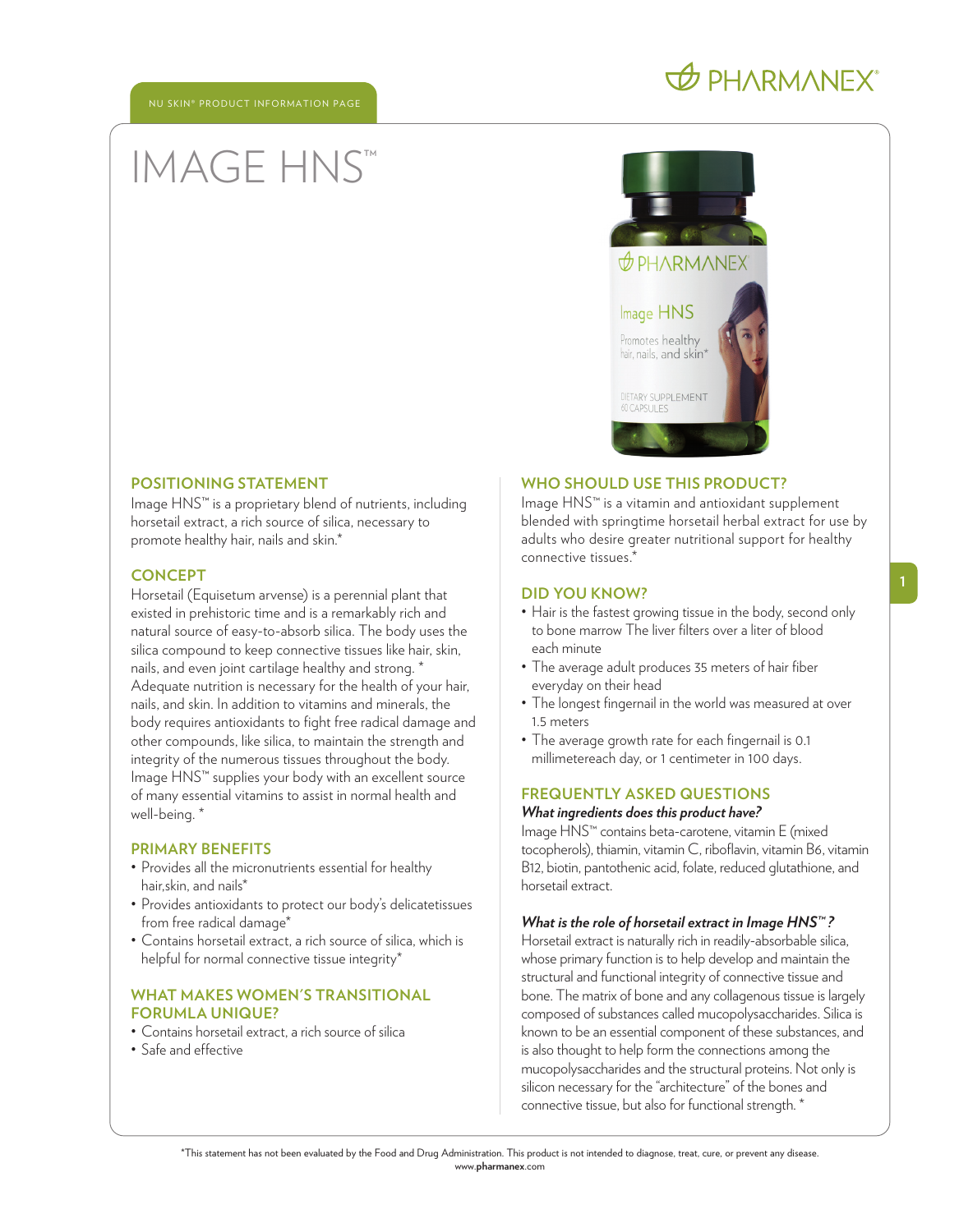NU SKIN® PRODUCT INFORMATION PAGE

# IMAGE HNS™

## POSITIONING STATEMENT

Image HNS™ is a proprietary blend of nutrients, including horsetail extract, a rich source of silica, necessary to promote healthy hair, nails and skin.*

## CONCEPT

Horsetail (Equisetum arvense) is a perennial plant that existed in prehistoric time and is a remarkably rich and natural source of easy-to-absorb silica. The body uses the silica compound to keep connective tissues like hair, skin, nails, and even joint cartilage healthy and strong. * Adequate nutrition is necessary for the health of your hair, nails, and skin. In addition to vitamins and minerals, the body requires antioxidants to fight free radical damage and other compounds, like silica, to maintain the strength and integrity of the numerous tissues throughout the body. Image HNS™ supplies your body with an excellent source of many essential vitamins to assist in normal health and well-being. *

## PRIMARY BENEFITS

- Provides all the micronutrients essential for healthy hair,skin, and nails*
- Provides antioxidants to protect our body's delicatetissues from free radical damage*
- Contains horsetail extract, a rich source of silica, which is helpful for normal connective tissue integrity*

## WHAT MAKES WOMEN'S TRANSITIONAL FORUMLA UNIQUE?

- Contains horsetail extract, a rich source of silica
- Safe and effective

## WHO SHOULD USE THIS PRODUCT?

Image HNS™ is a vitamin and antioxidant supplement blended with springtime horsetail herbal extract for use by adults who desire greater nutritional support for healthy connective tissues.*

## DID YOU KNOW?

- Hair is the fastest growing tissue in the body, second only to bone marrow The liver filters over a liter of blood each minute
- The average adult produces 35 meters of hair fiber everyday on their head
- The longest fingernail in the world was measured at over 1.5 meters
- The average growth rate for each fingernail is 0.1 millimetereach day, or 1 centimeter in 100 days.

## FREQUENTLY ASKED QUESTIONS

***What ingredients does this product have?***

Image HNS™ contains beta-carotene, vitamin E (mixed tocopherols), thiamin, vitamin C, riboflavin, vitamin B6, vitamin B12, biotin, pantothenic acid, folate, reduced glutathione, and horsetail extract.

***What is the role of horsetail extract in Image HNS™?***

Horsetail extract is naturally rich in readily-absorbable silica, whose primary function is to help develop and maintain the structural and functional integrity of connective tissue and bone. The matrix of bone and any collagenous tissue is largely composed of substances called mucopolysaccharides. Silica is known to be an essential component of these substances, and is also thought to help form the connections among the mucopolysaccharides and the structural proteins. Not only is silicon necessary for the "architecture" of the bones and connective tissue, but also for functional strength. *

*This statement has not been evaluated by the Food and Drug Administration. This product is not intended to diagnose, treat, cure, or prevent any disease.
www.pharmanex.com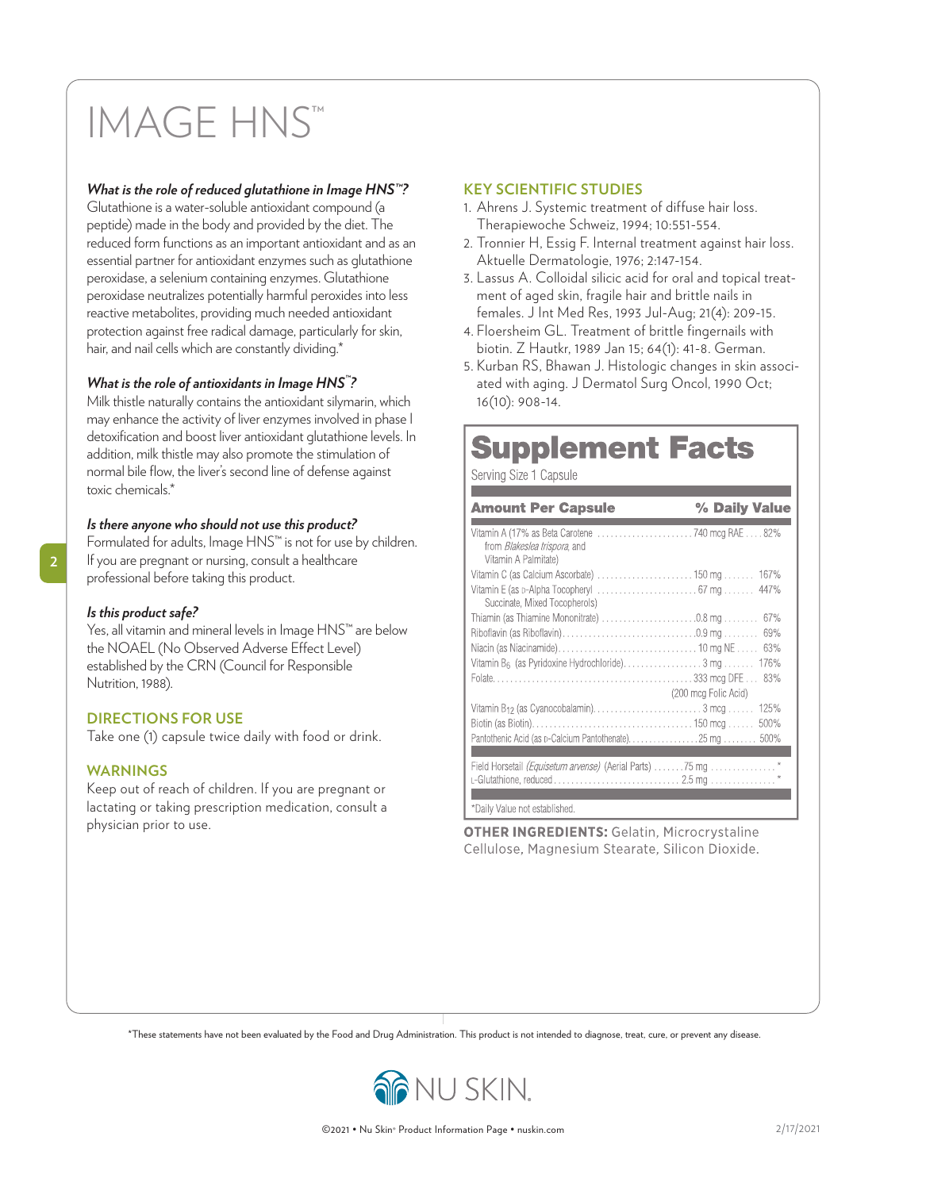# IMAGE HNS™

***What is the role of reduced glutathione in Image HNS™?***

Glutathione is a water-soluble antioxidant compound (a peptide) made in the body and provided by the diet. The reduced form functions as an important antioxidant and as an essential partner for antioxidant enzymes such as glutathione peroxidase, a selenium containing enzymes. Glutathione peroxidase neutralizes potentially harmful peroxides into less reactive metabolites, providing much needed antioxidant protection against free radical damage, particularly for skin, hair, and nail cells which are constantly dividing.*

***What is the role of antioxidants in Image HNS™?***

Milk thistle naturally contains the antioxidant silymarin, which may enhance the activity of liver enzymes involved in phase I detoxification and boost liver antioxidant glutathione levels. In addition, milk thistle may also promote the stimulation of normal bile flow, the liver's second line of defense against toxic chemicals.*

***Is there anyone who should not use this product?***

Formulated for adults, Image HNS™ is not for use by children. If you are pregnant or nursing, consult a healthcare professional before taking this product.

***Is this product safe?***

Yes, all vitamin and mineral levels in Image HNS™ are below the NOAEL (No Observed Adverse Effect Level) established by the CRN (Council for Responsible Nutrition, 1988).

## DIRECTIONS FOR USE

Take one (1) capsule twice daily with food or drink.

## WARNINGS

Keep out of reach of children. If you are pregnant or lactating or taking prescription medication, consult a physician prior to use.

## KEY SCIENTIFIC STUDIES

1. Ahrens J. Systemic treatment of diffuse hair loss. Therapiewoche Schweiz, 1994; 10:551-554.
2. Tronnier H, Essig F. Internal treatment against hair loss. Aktuelle Dermatologie, 1976; 2:147-154.
3. Lassus A. Colloidal silicic acid for oral and topical treatment of aged skin, fragile hair and brittle nails in females. J Int Med Res, 1993 Jul-Aug; 21(4): 209-15.
4. Floersheim GL. Treatment of brittle fingernails with biotin. Z Hautkr, 1989 Jan 15; 64(1): 41-8. German.
5. Kurban RS, Bhawan J. Histologic changes in skin associated with aging. J Dermatol Surg Oncol, 1990 Oct; 16(10): 908-14.

## Supplement Facts

Serving Size 1 Capsule

| Amount Per Capsule | | % Daily Value |
|---|---|---|
| Vitamin A (17% as Beta Carotene from *Blakeslea trispora*, and Vitamin A Palmitate) | 740 mcg RAE | 82% |
| Vitamin C (as Calcium Ascorbate) | 150 mg | 167% |
| Vitamin E (as D-Alpha Tocopheryl Succinate, Mixed Tocopherols) | 67 mg | 447% |
| Thiamin (as Thiamine Mononitrate) | 0.8 mg | 67% |
| Riboflavin (as Riboflavin) | 0.9 mg | 69% |
| Niacin (as Niacinamide) | 10 mg NE | 63% |
| Vitamin $B_6$ (as Pyridoxine Hydrochloride) | 3 mg | 176% |
| Folate | 333 mcg DFE (200 mcg Folic Acid) | 83% |
| Vitamin $B_{12}$ (as Cyanocobalamin) | 3 mcg | 125% |
| Biotin (as Biotin) | 150 mcg | 500% |
| Pantothenic Acid (as D-Calcium Pantothenate) | 25 mg | 500% |
| Field Horsetail (*Equisetum arvense*) (Aerial Parts) | 75 mg | * |
| L-Glutathione, reduced | 2.5 mg | * |

*Daily Value not established.

**OTHER INGREDIENTS:** Gelatin, Microcrystaline Cellulose, Magnesium Stearate, Silicon Dioxide.

*These statements have not been evaluated by the Food and Drug Administration. This product is not intended to diagnose, treat, cure, or prevent any disease.

NU SKIN.

©2021 • Nu Skin® Product Information Page • nuskin.com

2/17/2021